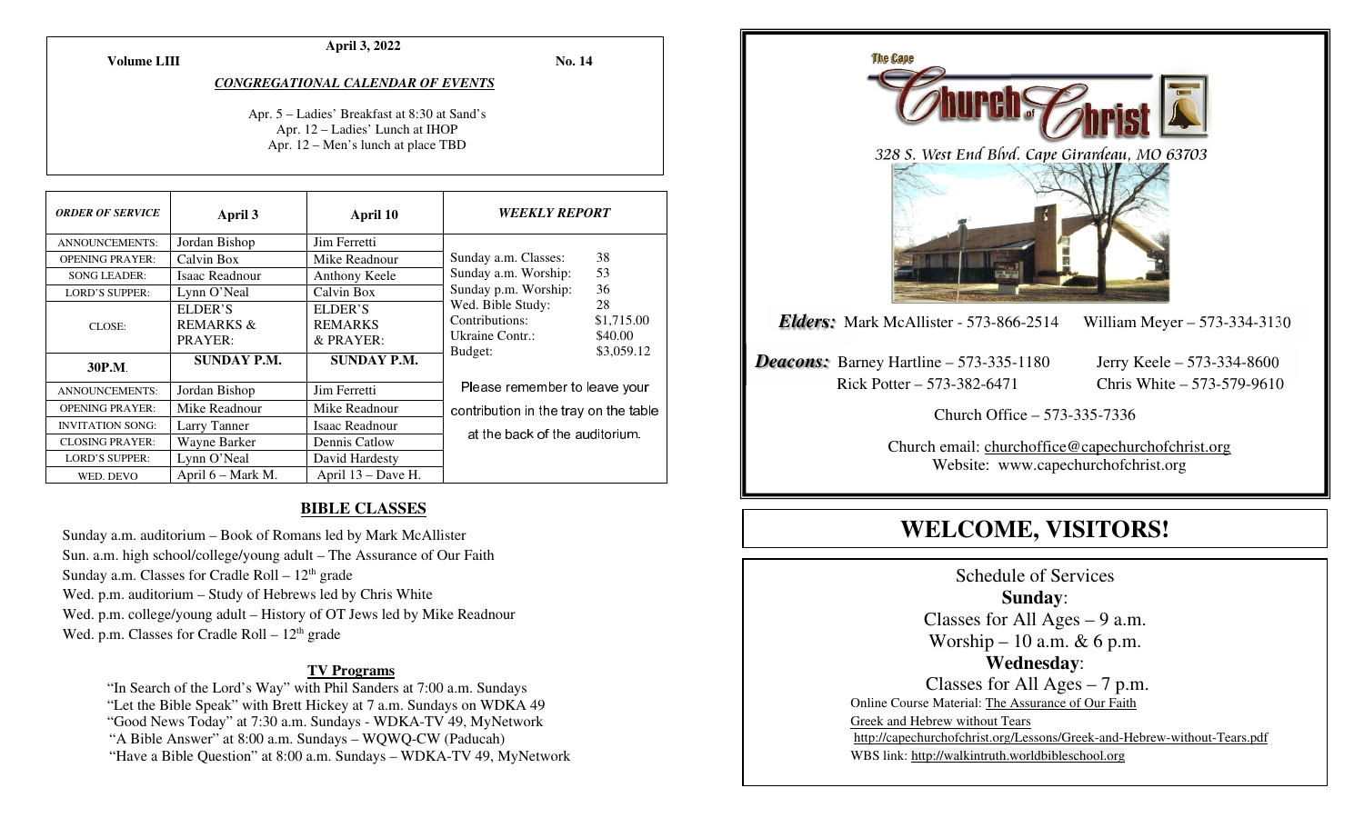**April 3, 2022**

**Volume LIII** **No. 14**

***CONGREGATIONAL CALENDAR OF EVENTS***

Apr. 5 – Ladies' Breakfast at 8:30 at Sand's
Apr. 12 – Ladies' Lunch at IHOP
Apr. 12 – Men's lunch at place TBD

| *ORDER OF SERVICE* | April 3 | April 10 |
|---|---|---|
| ANNOUNCEMENTS: | Jordan Bishop | Jim Ferretti |
| OPENING PRAYER: | Calvin Box | Mike Readnour |
| SONG LEADER: | Isaac Readnour | Anthony Keele |
| LORD'S SUPPER: | Lynn O'Neal | Calvin Box |
| CLOSE: | ELDER'S REMARKS & PRAYER: | ELDER'S REMARKS & PRAYER: |
| **30P.M.** | **SUNDAY P.M.** | **SUNDAY P.M.** |
| ANNOUNCEMENTS: | Jordan Bishop | Jim Ferretti |
| OPENING PRAYER: | Mike Readnour | Mike Readnour |
| INVITATION SONG: | Larry Tanner | Isaac Readnour |
| CLOSING PRAYER: | Wayne Barker | Dennis Catlow |
| LORD'S SUPPER: | Lynn O'Neal | David Hardesty |
| WED. DEVO | April 6 – Mark M. | April 13 – Dave H. |

***WEEKLY REPORT***

| | |
|---|---|
| Sunday a.m. Classes: | 38 |
| Sunday a.m. Worship: | 53 |
| Sunday p.m. Worship: | 36 |
| Wed. Bible Study: | 28 |
| Contributions: | $1,715.00 |
| Ukraine Contr.: | $40.00 |
| Budget: | $3,059.12 |

Please remember to leave your contribution in the tray on the table at the back of the auditorium.

## BIBLE CLASSES

Sunday a.m. auditorium – Book of Romans led by Mark McAllister
Sun. a.m. high school/college/young adult – The Assurance of Our Faith
Sunday a.m. Classes for Cradle Roll – 12th grade
Wed. p.m. auditorium – Study of Hebrews led by Chris White
Wed. p.m. college/young adult – History of OT Jews led by Mike Readnour
Wed. p.m. Classes for Cradle Roll – 12th grade

### TV Programs

"In Search of the Lord's Way" with Phil Sanders at 7:00 a.m. Sundays
"Let the Bible Speak" with Brett Hickey at 7 a.m. Sundays on WDKA 49
"Good News Today" at 7:30 a.m. Sundays - WDKA-TV 49, MyNetwork
"A Bible Answer" at 8:00 a.m. Sundays – WQWQ-CW (Paducah)
"Have a Bible Question" at 8:00 a.m. Sundays – WDKA-TV 49, MyNetwork

The Cape Church of Christ

*328 S. West End Blvd. Cape Girardeau, MO 63703*

***Elders:*** Mark McAllister - 573-866-2514 William Meyer – 573-334-3130

***Deacons:*** Barney Hartline – 573-335-1180 Jerry Keele – 573-334-8600
Rick Potter – 573-382-6471 Chris White – 573-579-9610

Church Office – 573-335-7336

Church email: churchoffice@capechurchofchrist.org
Website: www.capechurchofchrist.org

# WELCOME, VISITORS!

Schedule of Services

**Sunday**:
Classes for All Ages – 9 a.m.
Worship – 10 a.m. & 6 p.m.

**Wednesday**:
Classes for All Ages – 7 p.m.

Online Course Material: The Assurance of Our Faith
Greek and Hebrew without Tears
http://capechurchofchrist.org/Lessons/Greek-and-Hebrew-without-Tears.pdf
WBS link: http://walkintruth.worldbibleschool.org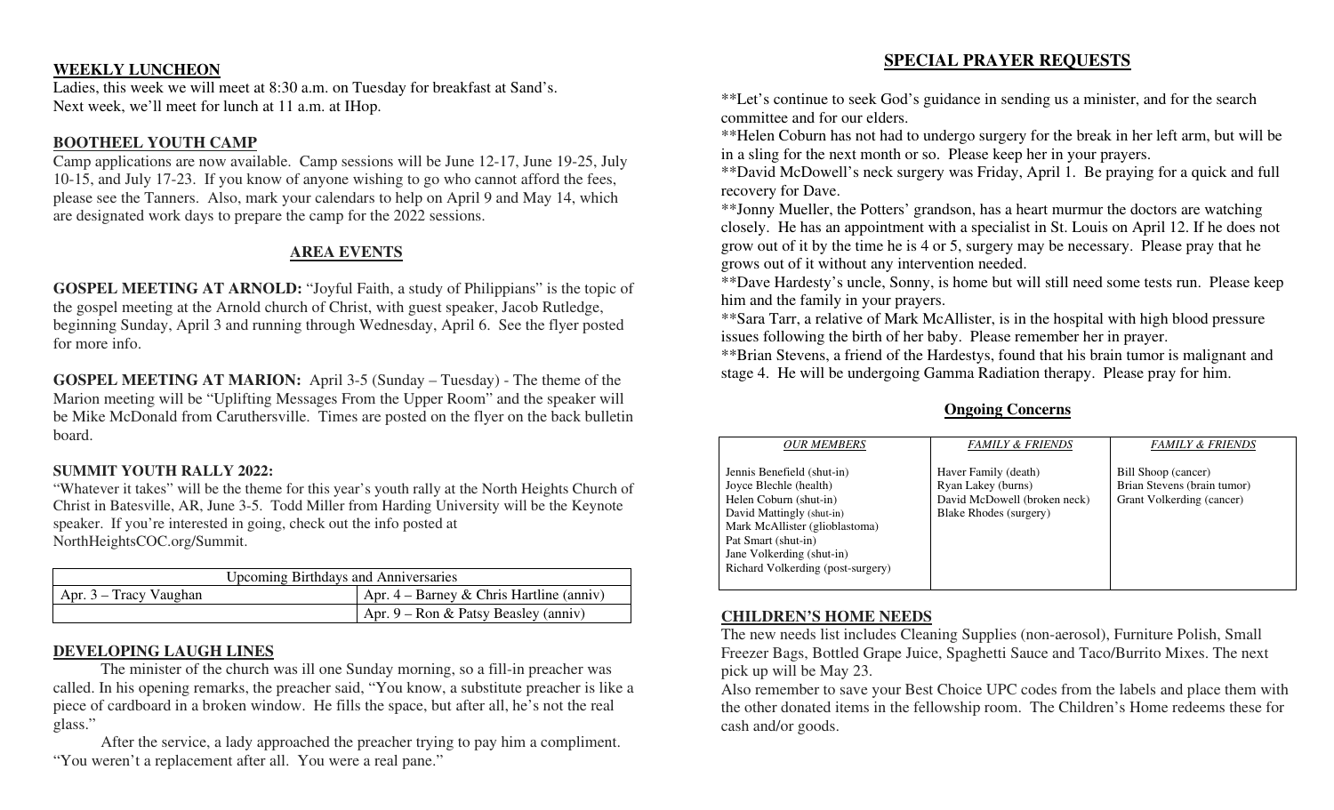## WEEKLY LUNCHEON

Ladies, this week we will meet at 8:30 a.m. on Tuesday for breakfast at Sand's. Next week, we'll meet for lunch at 11 a.m. at IHop.

## BOOTHEEL YOUTH CAMP

Camp applications are now available. Camp sessions will be June 12-17, June 19-25, July 10-15, and July 17-23. If you know of anyone wishing to go who cannot afford the fees, please see the Tanners. Also, mark your calendars to help on April 9 and May 14, which are designated work days to prepare the camp for the 2022 sessions.

## AREA EVENTS

**GOSPEL MEETING AT ARNOLD:** "Joyful Faith, a study of Philippians" is the topic of the gospel meeting at the Arnold church of Christ, with guest speaker, Jacob Rutledge, beginning Sunday, April 3 and running through Wednesday, April 6. See the flyer posted for more info.

**GOSPEL MEETING AT MARION:** April 3-5 (Sunday – Tuesday) - The theme of the Marion meeting will be "Uplifting Messages From the Upper Room" and the speaker will be Mike McDonald from Caruthersville. Times are posted on the flyer on the back bulletin board.

**SUMMIT YOUTH RALLY 2022:**

"Whatever it takes" will be the theme for this year's youth rally at the North Heights Church of Christ in Batesville, AR, June 3-5. Todd Miller from Harding University will be the Keynote speaker. If you're interested in going, check out the info posted at NorthHeightsCOC.org/Summit.

| Upcoming Birthdays and Anniversaries | |
|---|---|
| Apr. 3 – Tracy Vaughan | Apr. 4 – Barney & Chris Hartline (anniv) |
| | Apr. 9 – Ron & Patsy Beasley (anniv) |

## DEVELOPING LAUGH LINES

The minister of the church was ill one Sunday morning, so a fill-in preacher was called. In his opening remarks, the preacher said, "You know, a substitute preacher is like a piece of cardboard in a broken window. He fills the space, but after all, he's not the real glass."

After the service, a lady approached the preacher trying to pay him a compliment. "You weren't a replacement after all. You were a real pane."

## SPECIAL PRAYER REQUESTS

**Let's continue to seek God's guidance in sending us a minister, and for the search committee and for our elders.

**Helen Coburn has not had to undergo surgery for the break in her left arm, but will be in a sling for the next month or so. Please keep her in your prayers.

**David McDowell's neck surgery was Friday, April 1. Be praying for a quick and full recovery for Dave.

**Jonny Mueller, the Potters' grandson, has a heart murmur the doctors are watching closely. He has an appointment with a specialist in St. Louis on April 12. If he does not grow out of it by the time he is 4 or 5, surgery may be necessary. Please pray that he grows out of it without any intervention needed.

**Dave Hardesty's uncle, Sonny, is home but will still need some tests run. Please keep him and the family in your prayers.

**Sara Tarr, a relative of Mark McAllister, is in the hospital with high blood pressure issues following the birth of her baby. Please remember her in prayer.

**Brian Stevens, a friend of the Hardestys, found that his brain tumor is malignant and stage 4. He will be undergoing Gamma Radiation therapy. Please pray for him.

### Ongoing Concerns

| *OUR MEMBERS* | *FAMILY & FRIENDS* | *FAMILY & FRIENDS* |
|---|---|---|
| Jennis Benefield (shut-in)<br>Joyce Blechle (health)<br>Helen Coburn (shut-in)<br>David Mattingly (shut-in)<br>Mark McAllister (glioblastoma)<br>Pat Smart (shut-in)<br>Jane Volkerding (shut-in)<br>Richard Volkerding (post-surgery) | Haver Family (death)<br>Ryan Lakey (burns)<br>David McDowell (broken neck)<br>Blake Rhodes (surgery) | Bill Shoop (cancer)<br>Brian Stevens (brain tumor)<br>Grant Volkerding (cancer) |

## CHILDREN'S HOME NEEDS

The new needs list includes Cleaning Supplies (non-aerosol), Furniture Polish, Small Freezer Bags, Bottled Grape Juice, Spaghetti Sauce and Taco/Burrito Mixes. The next pick up will be May 23.

Also remember to save your Best Choice UPC codes from the labels and place them with the other donated items in the fellowship room. The Children's Home redeems these for cash and/or goods.